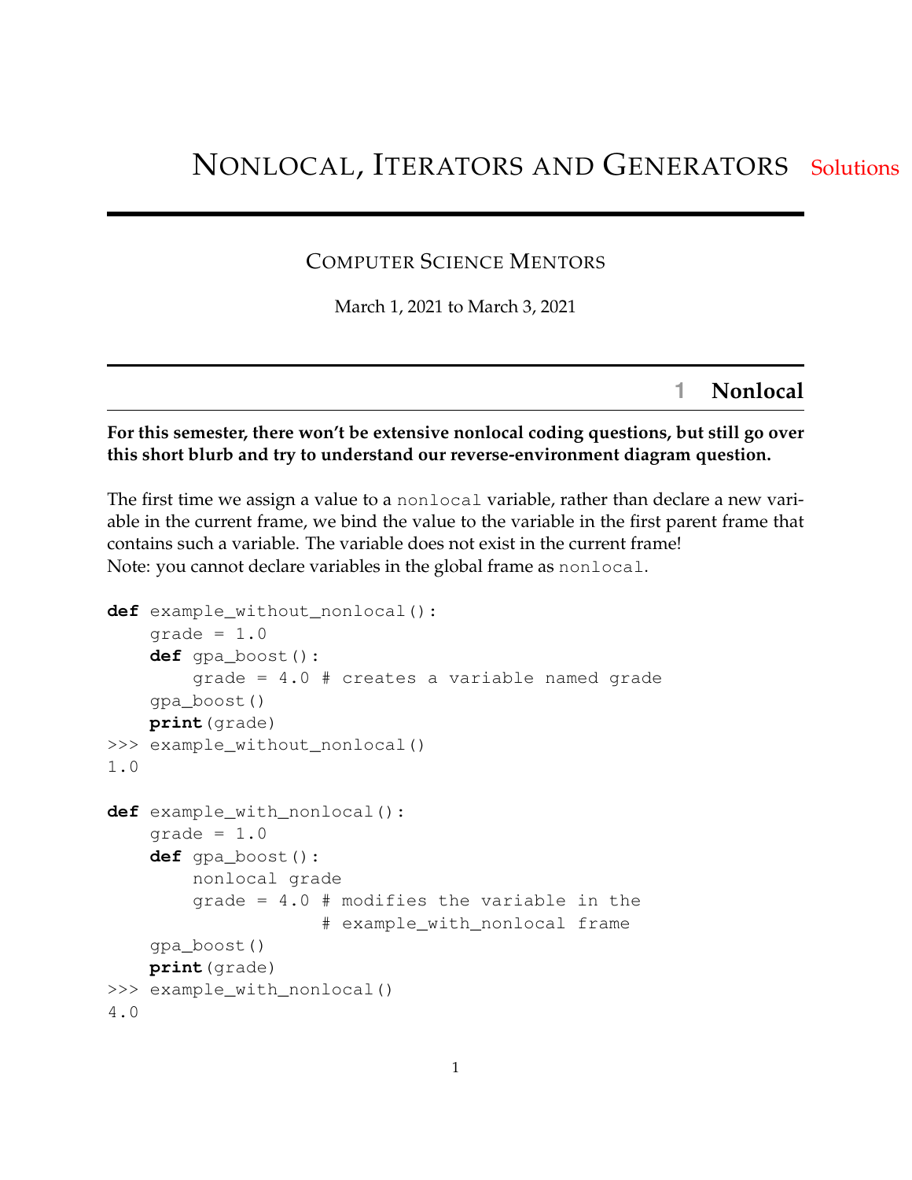# NONLOCAL, ITERATORS AND GENERATORS Solutions

COMPUTER SCIENCE MENTORS

March 1, 2021 to March 3, 2021

## 1 Nonlocal

**For this semester, there won't be extensive nonlocal coding questions, but still go over this short blurb and try to understand our reverse-environment diagram question.**

The first time we assign a value to a `nonlocal` variable, rather than declare a new variable in the current frame, we bind the value to the variable in the first parent frame that contains such a variable. The variable does not exist in the current frame!
Note: you cannot declare variables in the global frame as `nonlocal`.

```
def example_without_nonlocal():
    grade = 1.0
    def gpa_boost():
        grade = 4.0 # creates a variable named grade
    gpa_boost()
    print(grade)
>>> example_without_nonlocal()
1.0

def example_with_nonlocal():
    grade = 1.0
    def gpa_boost():
        nonlocal grade
        grade = 4.0 # modifies the variable in the
                    # example_with_nonlocal frame
    gpa_boost()
    print(grade)
>>> example_with_nonlocal()
4.0
```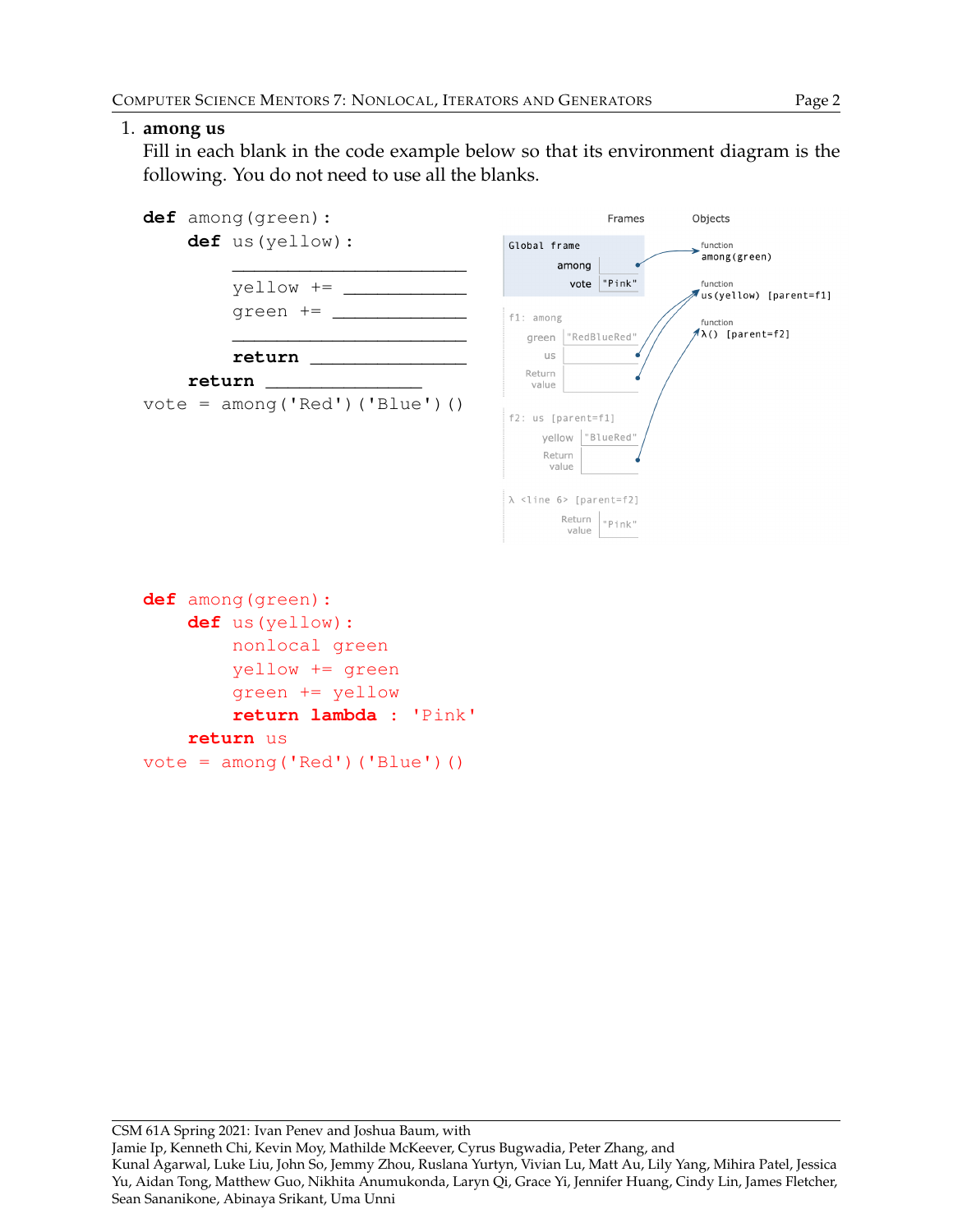1. **among us**
   Fill in each blank in the code example below so that its environment diagram is the following. You do not need to use all the blanks.

```
def among(green):
    def us(yellow):
        ________________________
        yellow += ____________
        green += _____________
        ________________________
        return _______________
    return _______________
vote = among('Red')('Blue')()
```

Frames / Objects

| Global frame | |
|---|---|
| among | → function among(green) |
| vote | "Pink" |

| f1: among | |
|---|---|
| green | "RedBlueRed" |
| us | → function us(yellow) [parent=f1] |
| Return value | → function us(yellow) [parent=f1] |

| f2: us [parent=f1] | |
|---|---|
| yellow | "BlueRed" |
| Return value | → function λ() [parent=f2] |

| λ <line 6> [parent=f2] | |
|---|---|
| Return value | "Pink" |

```
def among(green):
    def us(yellow):
        nonlocal green
        yellow += green
        green += yellow
        return lambda : 'Pink'
    return us
vote = among('Red')('Blue')()
```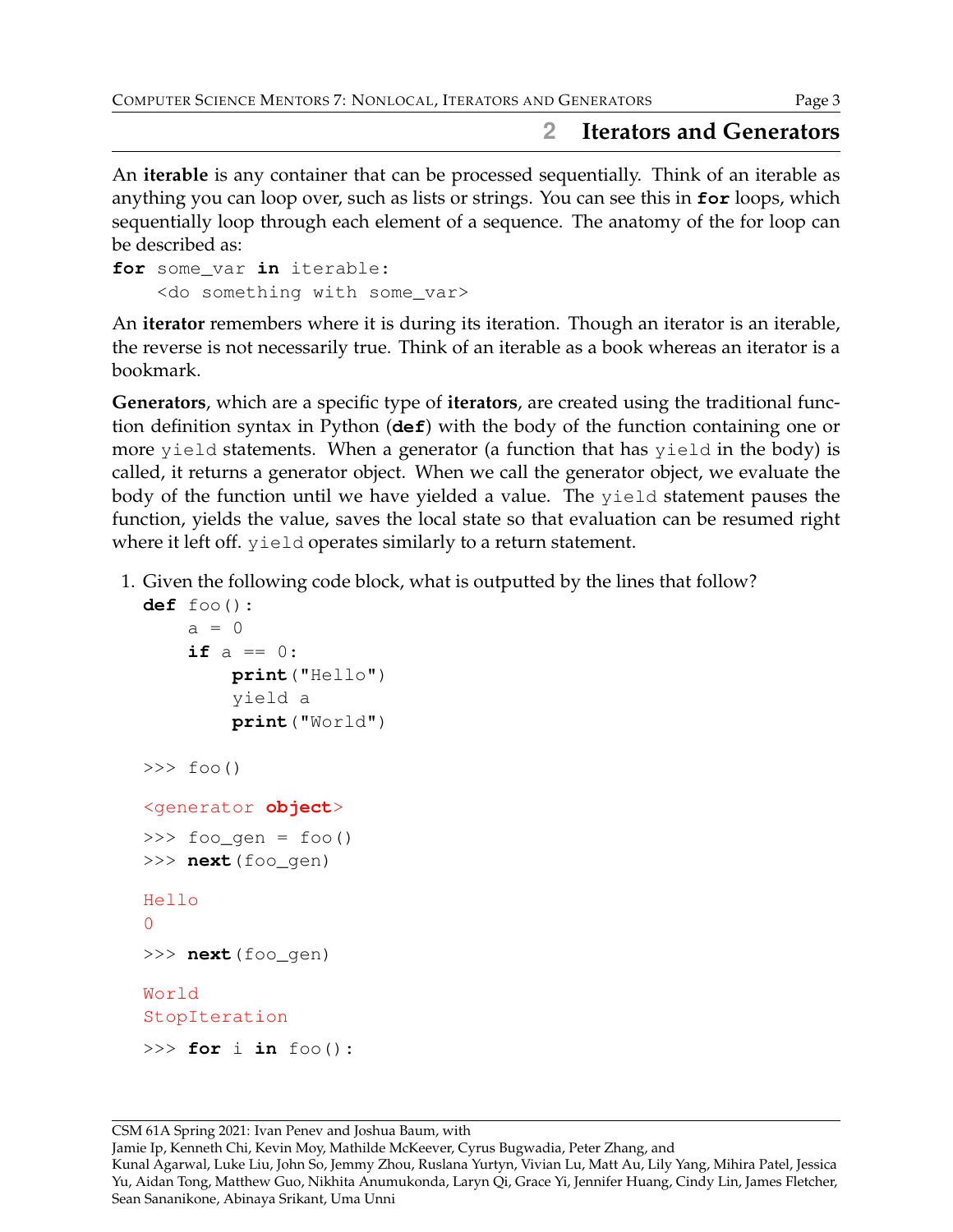## 2 Iterators and Generators

An **iterable** is any container that can be processed sequentially. Think of an iterable as anything you can loop over, such as lists or strings. You can see this in **for** loops, which sequentially loop through each element of a sequence. The anatomy of the for loop can be described as:

```
for some_var in iterable:
    <do something with some_var>
```

An **iterator** remembers where it is during its iteration. Though an iterator is an iterable, the reverse is not necessarily true. Think of an iterable as a book whereas an iterator is a bookmark.

**Generators**, which are a specific type of **iterators**, are created using the traditional function definition syntax in Python (**def**) with the body of the function containing one or more `yield` statements. When a generator (a function that has `yield` in the body) is called, it returns a generator object. When we call the generator object, we evaluate the body of the function until we have yielded a value. The `yield` statement pauses the function, yields the value, saves the local state so that evaluation can be resumed right where it left off. `yield` operates similarly to a return statement.

1. Given the following code block, what is outputted by the lines that follow?

```
def foo():
    a = 0
    if a == 0:
        print("Hello")
        yield a
        print("World")

>>> foo()

<generator object>

>>> foo_gen = foo()
>>> next(foo_gen)

Hello
0

>>> next(foo_gen)

World
StopIteration

>>> for i in foo():
```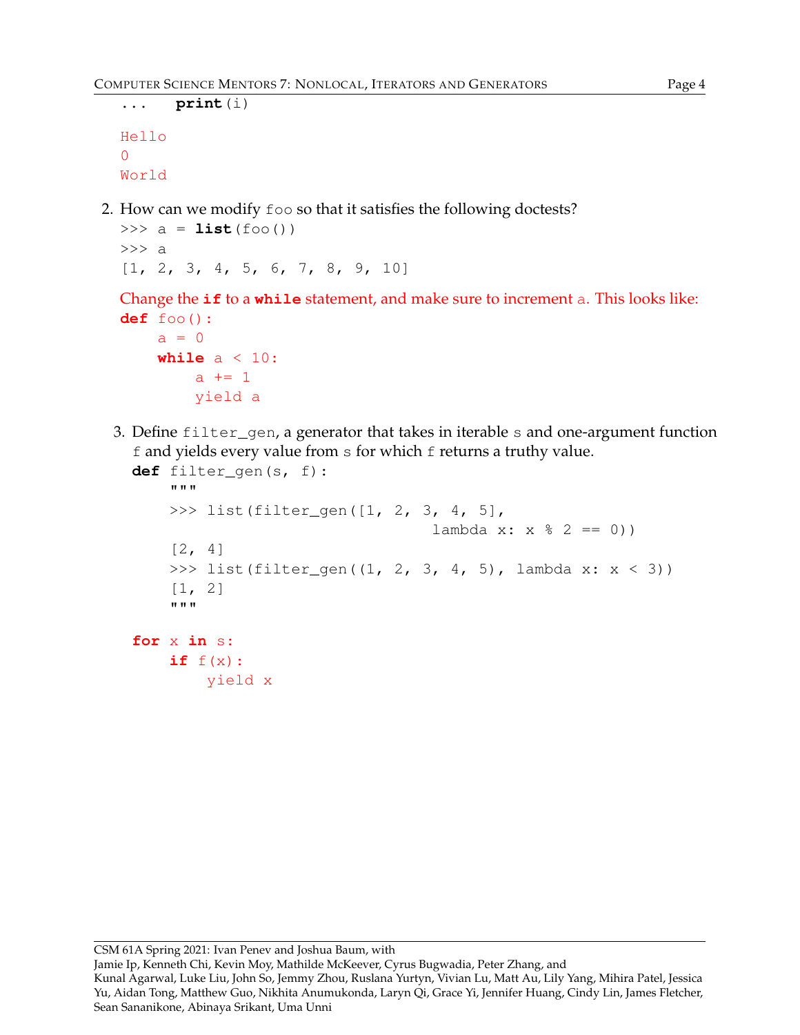```
...     print(i)

Hello
0
World
```

2. How can we modify `foo` so that it satisfies the following doctests?

```
>>> a = list(foo())
>>> a
[1, 2, 3, 4, 5, 6, 7, 8, 9, 10]
```

Change the **if** to a **while** statement, and make sure to increment `a`. This looks like:

```
def foo():
    a = 0
    while a < 10:
        a += 1
        yield a
```

3. Define `filter_gen`, a generator that takes in iterable `s` and one-argument function `f` and yields every value from `s` for which `f` returns a truthy value.

```
def filter_gen(s, f):
    """
    >>> list(filter_gen([1, 2, 3, 4, 5],
                                lambda x: x % 2 == 0))
    [2, 4]
    >>> list(filter_gen((1, 2, 3, 4, 5), lambda x: x < 3))
    [1, 2]
    """
```

```
for x in s:
    if f(x):
        yield x
```

CSM 61A Spring 2021: Ivan Penev and Joshua Baum, with
Jamie Ip, Kenneth Chi, Kevin Moy, Mathilde McKeever, Cyrus Bugwadia, Peter Zhang, and
Kunal Agarwal, Luke Liu, John So, Jemmy Zhou, Ruslana Yurtyn, Vivian Lu, Matt Au, Lily Yang, Mihira Patel, Jessica Yu, Aidan Tong, Matthew Guo, Nikhita Anumukonda, Laryn Qi, Grace Yi, Jennifer Huang, Cindy Lin, James Fletcher, Sean Sananikone, Abinaya Srikant, Uma Unni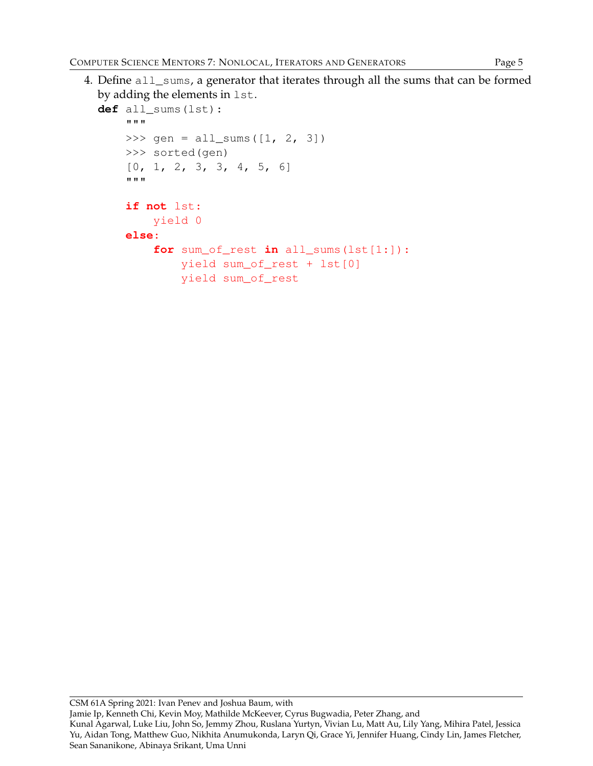4. Define `all_sums`, a generator that iterates through all the sums that can be formed by adding the elements in `lst`.

```
def all_sums(lst):
    """
    >>> gen = all_sums([1, 2, 3])
    >>> sorted(gen)
    [0, 1, 2, 3, 3, 4, 5, 6]
    """

    if not lst:
        yield 0
    else:
        for sum_of_rest in all_sums(lst[1:]):
            yield sum_of_rest + lst[0]
            yield sum_of_rest
```

CSM 61A Spring 2021: Ivan Penev and Joshua Baum, with
Jamie Ip, Kenneth Chi, Kevin Moy, Mathilde McKeever, Cyrus Bugwadia, Peter Zhang, and
Kunal Agarwal, Luke Liu, John So, Jemmy Zhou, Ruslana Yurtyn, Vivian Lu, Matt Au, Lily Yang, Mihira Patel, Jessica Yu, Aidan Tong, Matthew Guo, Nikhita Anumukonda, Laryn Qi, Grace Yi, Jennifer Huang, Cindy Lin, James Fletcher, Sean Sananikone, Abinaya Srikant, Uma Unni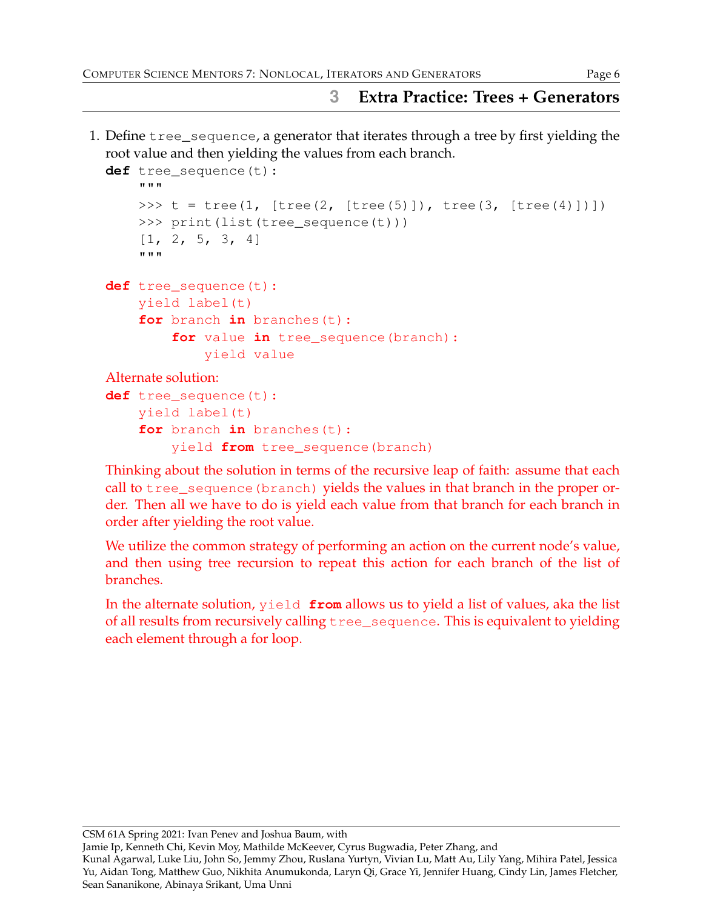## 3 Extra Practice: Trees + Generators

1. Define `tree_sequence`, a generator that iterates through a tree by first yielding the root value and then yielding the values from each branch.

```
def tree_sequence(t):
    """
    >>> t = tree(1, [tree(2, [tree(5)]), tree(3, [tree(4)])])
    >>> print(list(tree_sequence(t)))
    [1, 2, 5, 3, 4]
    """
```

```
def tree_sequence(t):
    yield label(t)
    for branch in branches(t):
        for value in tree_sequence(branch):
            yield value
```

Alternate solution:

```
def tree_sequence(t):
    yield label(t)
    for branch in branches(t):
        yield from tree_sequence(branch)
```

Thinking about the solution in terms of the recursive leap of faith: assume that each call to `tree_sequence(branch)` yields the values in that branch in the proper order. Then all we have to do is yield each value from that branch for each branch in order after yielding the root value.

We utilize the common strategy of performing an action on the current node's value, and then using tree recursion to repeat this action for each branch of the list of branches.

In the alternate solution, `yield from` allows us to yield a list of values, aka the list of all results from recursively calling `tree_sequence`. This is equivalent to yielding each element through a for loop.